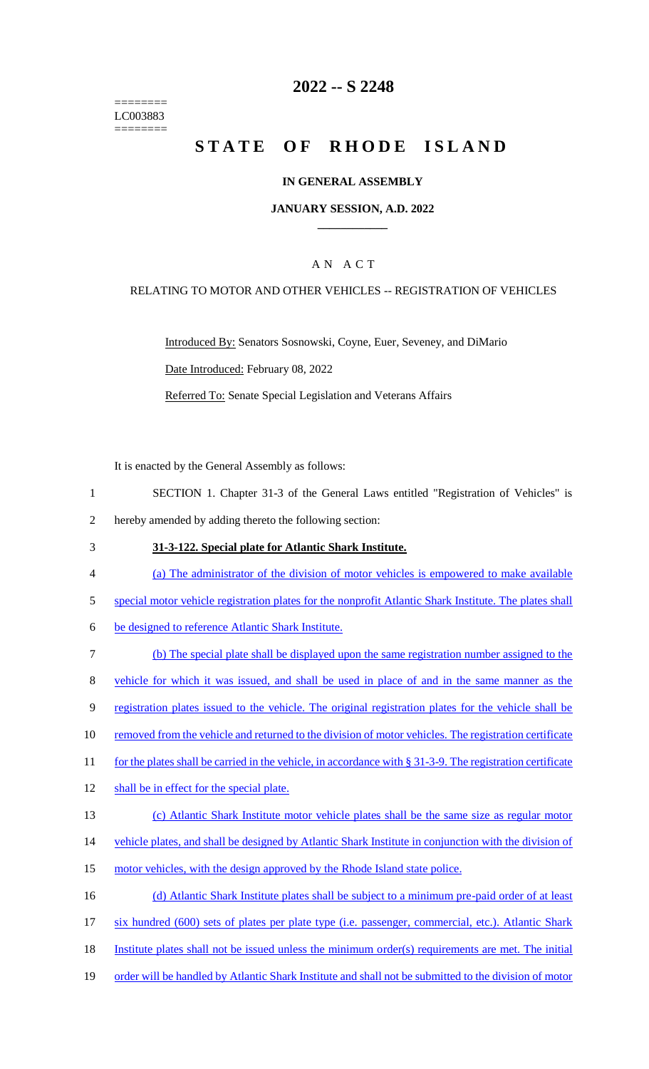========
LC003883
========

# 2022 -- S 2248

# STATE OF RHODE ISLAND

## IN GENERAL ASSEMBLY

### JANUARY SESSION, A.D. 2022

### A N A C T

RELATING TO MOTOR AND OTHER VEHICLES -- REGISTRATION OF VEHICLES

Introduced By: Senators Sosnowski, Coyne, Euer, Seveney, and DiMario

Date Introduced: February 08, 2022

Referred To: Senate Special Legislation and Veterans Affairs

It is enacted by the General Assembly as follows:

1 SECTION 1. Chapter 31-3 of the General Laws entitled "Registration of Vehicles" is
2 hereby amended by adding thereto the following section:

3 **31-3-122. Special plate for Atlantic Shark Institute.**

4 (a) The administrator of the division of motor vehicles is empowered to make available
5 special motor vehicle registration plates for the nonprofit Atlantic Shark Institute. The plates shall
6 be designed to reference Atlantic Shark Institute.

7 (b) The special plate shall be displayed upon the same registration number assigned to the
8 vehicle for which it was issued, and shall be used in place of and in the same manner as the
9 registration plates issued to the vehicle. The original registration plates for the vehicle shall be
10 removed from the vehicle and returned to the division of motor vehicles. The registration certificate
11 for the plates shall be carried in the vehicle, in accordance with § 31-3-9. The registration certificate
12 shall be in effect for the special plate.

13 (c) Atlantic Shark Institute motor vehicle plates shall be the same size as regular motor
14 vehicle plates, and shall be designed by Atlantic Shark Institute in conjunction with the division of
15 motor vehicles, with the design approved by the Rhode Island state police.

16 (d) Atlantic Shark Institute plates shall be subject to a minimum pre-paid order of at least
17 six hundred (600) sets of plates per plate type (i.e. passenger, commercial, etc.). Atlantic Shark
18 Institute plates shall not be issued unless the minimum order(s) requirements are met. The initial
19 order will be handled by Atlantic Shark Institute and shall not be submitted to the division of motor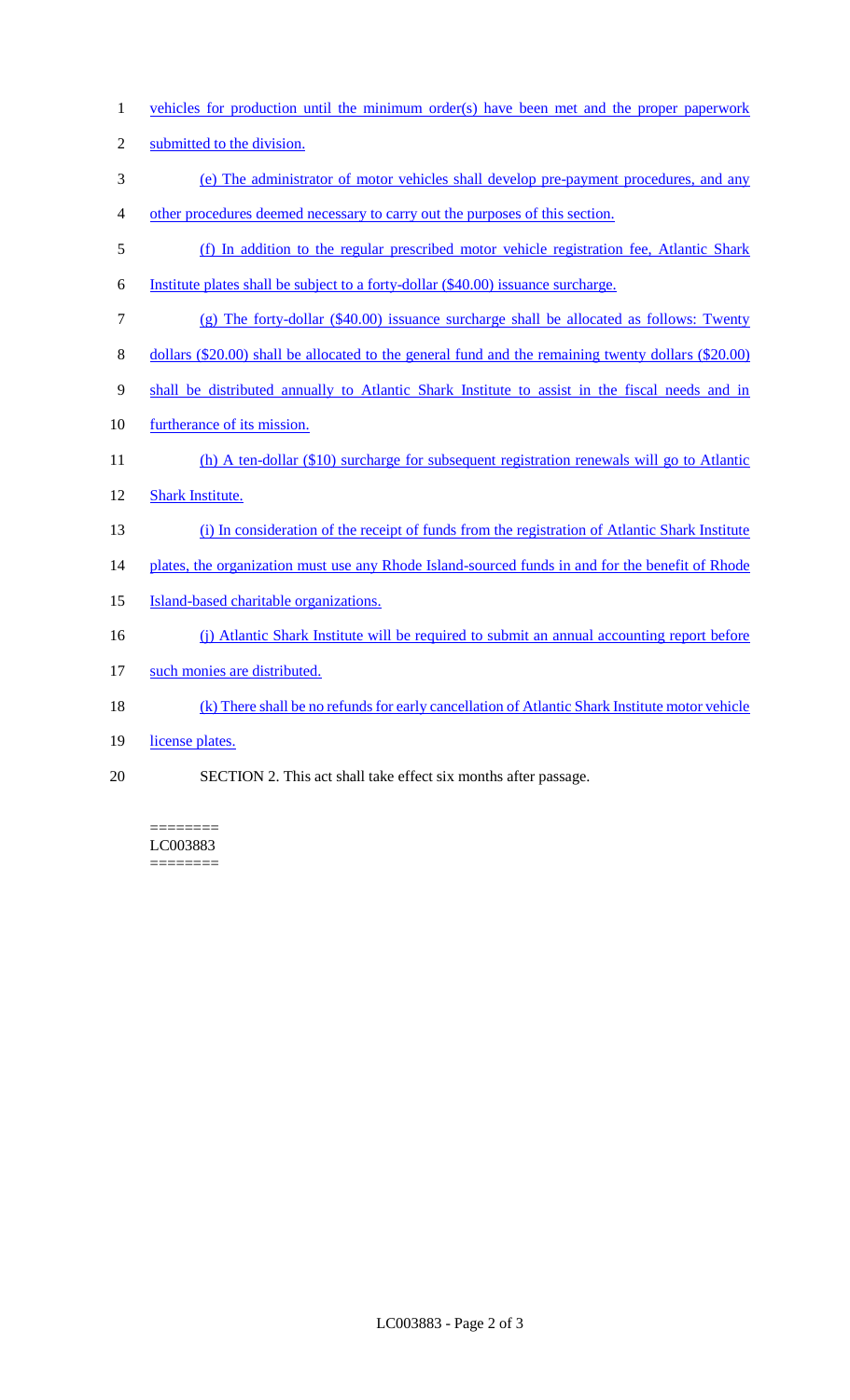vehicles for production until the minimum order(s) have been met and the proper paperwork submitted to the division.

(e) The administrator of motor vehicles shall develop pre-payment procedures, and any other procedures deemed necessary to carry out the purposes of this section.

(f) In addition to the regular prescribed motor vehicle registration fee, Atlantic Shark Institute plates shall be subject to a forty-dollar ($40.00) issuance surcharge.

(g) The forty-dollar ($40.00) issuance surcharge shall be allocated as follows: Twenty dollars ($20.00) shall be allocated to the general fund and the remaining twenty dollars ($20.00) shall be distributed annually to Atlantic Shark Institute to assist in the fiscal needs and in furtherance of its mission.

(h) A ten-dollar ($10) surcharge for subsequent registration renewals will go to Atlantic Shark Institute.

(i) In consideration of the receipt of funds from the registration of Atlantic Shark Institute plates, the organization must use any Rhode Island-sourced funds in and for the benefit of Rhode Island-based charitable organizations.

(j) Atlantic Shark Institute will be required to submit an annual accounting report before such monies are distributed.

(k) There shall be no refunds for early cancellation of Atlantic Shark Institute motor vehicle license plates.

SECTION 2. This act shall take effect six months after passage.

========
LC003883
========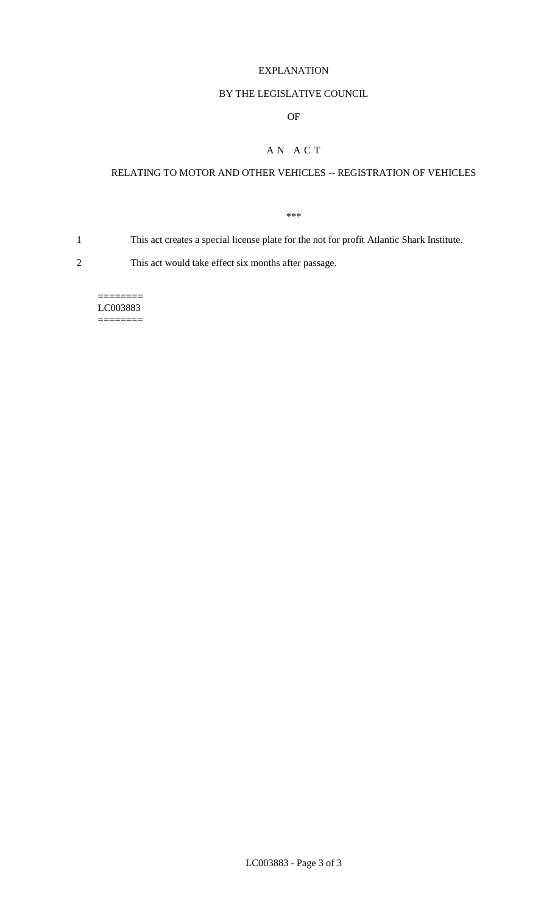EXPLANATION

BY THE LEGISLATIVE COUNCIL

OF

A N A C T

RELATING TO MOTOR AND OTHER VEHICLES -- REGISTRATION OF VEHICLES

\*\*\*

1 This act creates a special license plate for the not for profit Atlantic Shark Institute.

2 This act would take effect six months after passage.

========
LC003883
========